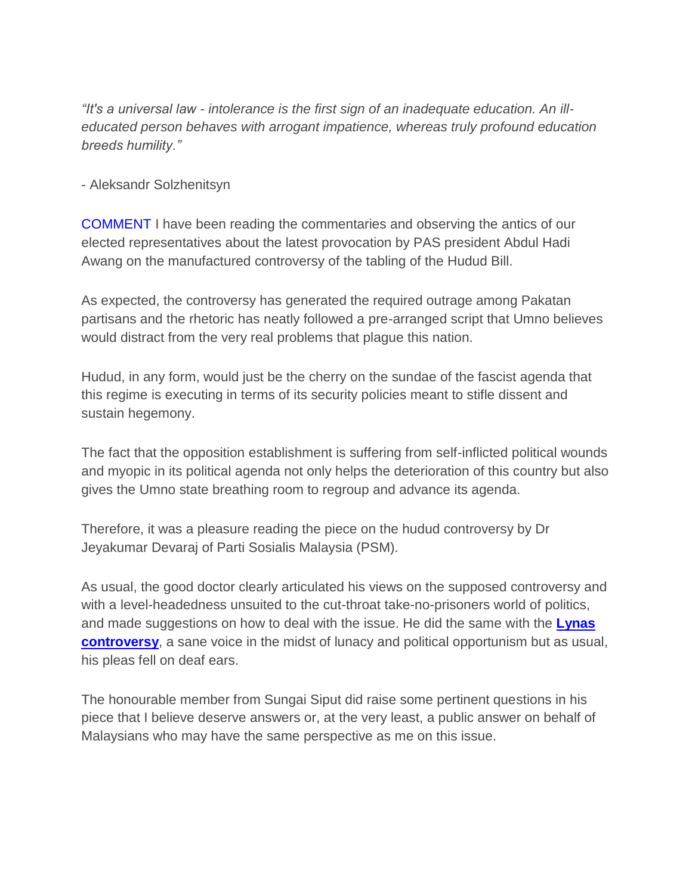*"It's a universal law - intolerance is the first sign of an inadequate education. An ill-educated person behaves with arrogant impatience, whereas truly profound education breeds humility."*

- Aleksandr Solzhenitsyn

COMMENT I have been reading the commentaries and observing the antics of our elected representatives about the latest provocation by PAS president Abdul Hadi Awang on the manufactured controversy of the tabling of the Hudud Bill.

As expected, the controversy has generated the required outrage among Pakatan partisans and the rhetoric has neatly followed a pre-arranged script that Umno believes would distract from the very real problems that plague this nation.

Hudud, in any form, would just be the cherry on the sundae of the fascist agenda that this regime is executing in terms of its security policies meant to stifle dissent and sustain hegemony.

The fact that the opposition establishment is suffering from self-inflicted political wounds and myopic in its political agenda not only helps the deterioration of this country but also gives the Umno state breathing room to regroup and advance its agenda.

Therefore, it was a pleasure reading the piece on the hudud controversy by Dr Jeyakumar Devaraj of Parti Sosialis Malaysia (PSM).

As usual, the good doctor clearly articulated his views on the supposed controversy and with a level-headedness unsuited to the cut-throat take-no-prisoners world of politics, and made suggestions on how to deal with the issue. He did the same with the **Lynas controversy**, a sane voice in the midst of lunacy and political opportunism but as usual, his pleas fell on deaf ears.

The honourable member from Sungai Siput did raise some pertinent questions in his piece that I believe deserve answers or, at the very least, a public answer on behalf of Malaysians who may have the same perspective as me on this issue.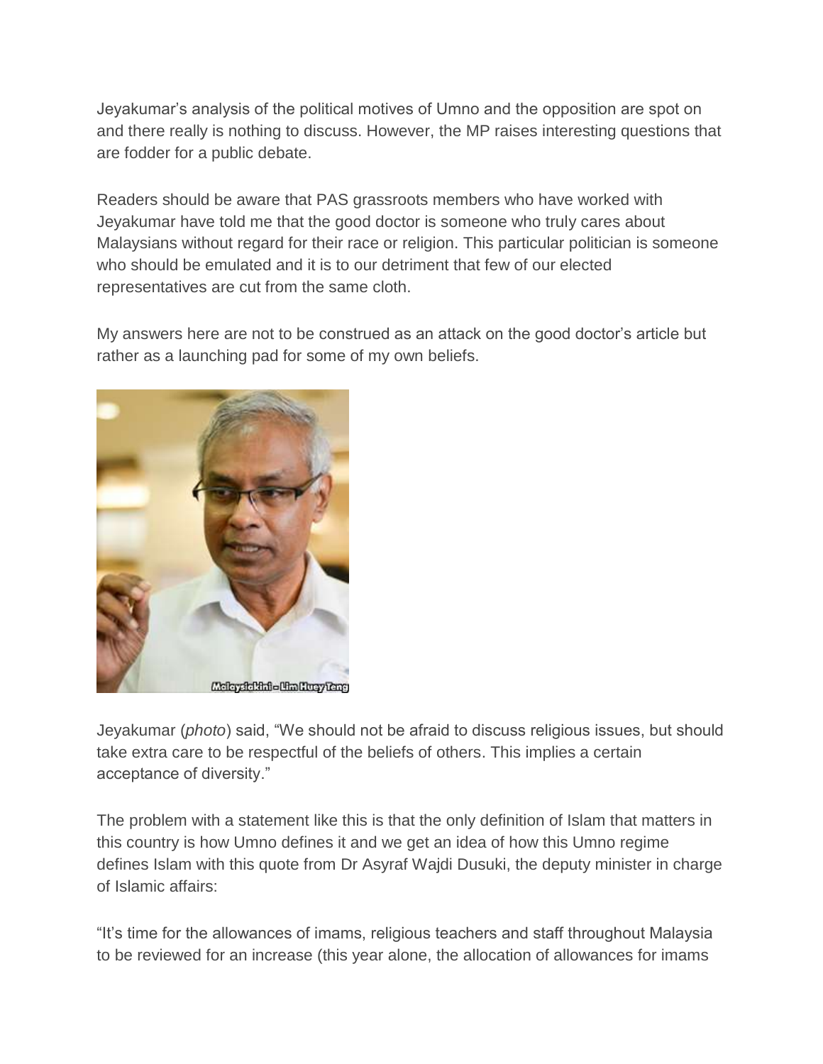Jeyakumar's analysis of the political motives of Umno and the opposition are spot on and there really is nothing to discuss. However, the MP raises interesting questions that are fodder for a public debate.

Readers should be aware that PAS grassroots members who have worked with Jeyakumar have told me that the good doctor is someone who truly cares about Malaysians without regard for their race or religion. This particular politician is someone who should be emulated and it is to our detriment that few of our elected representatives are cut from the same cloth.

My answers here are not to be construed as an attack on the good doctor's article but rather as a launching pad for some of my own beliefs.

Jeyakumar (*photo*) said, "We should not be afraid to discuss religious issues, but should take extra care to be respectful of the beliefs of others. This implies a certain acceptance of diversity."

The problem with a statement like this is that the only definition of Islam that matters in this country is how Umno defines it and we get an idea of how this Umno regime defines Islam with this quote from Dr Asyraf Wajdi Dusuki, the deputy minister in charge of Islamic affairs:

"It's time for the allowances of imams, religious teachers and staff throughout Malaysia to be reviewed for an increase (this year alone, the allocation of allowances for imams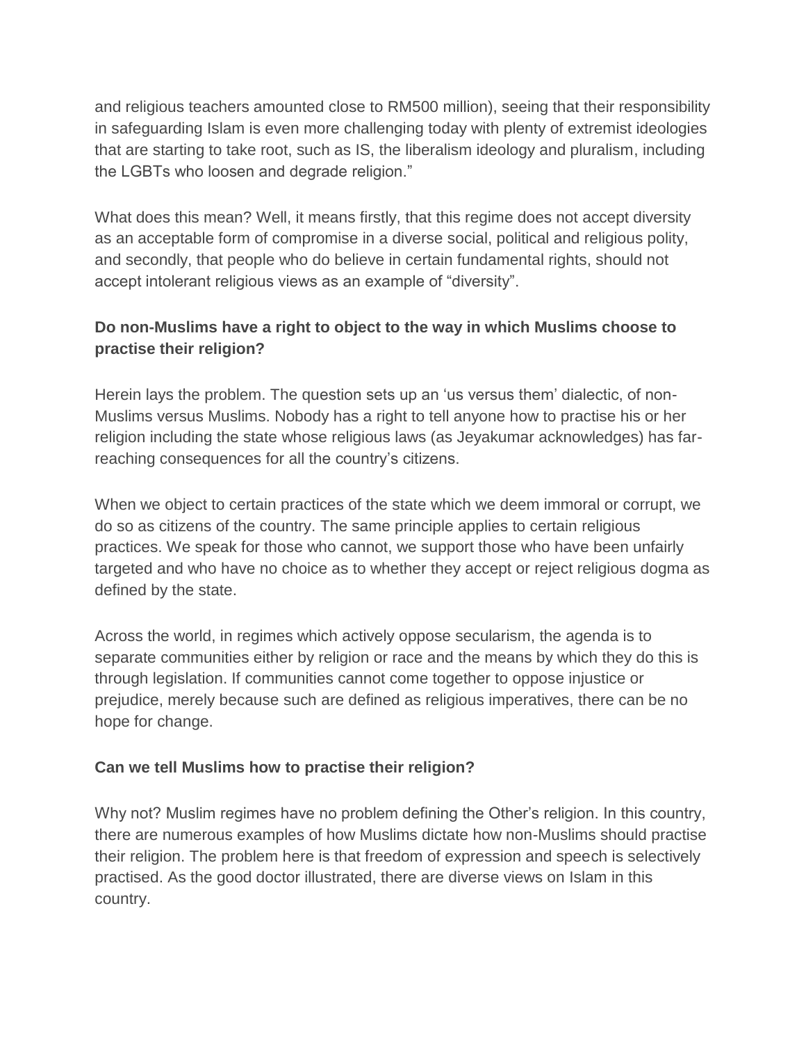and religious teachers amounted close to RM500 million), seeing that their responsibility in safeguarding Islam is even more challenging today with plenty of extremist ideologies that are starting to take root, such as IS, the liberalism ideology and pluralism, including the LGBTs who loosen and degrade religion."

What does this mean? Well, it means firstly, that this regime does not accept diversity as an acceptable form of compromise in a diverse social, political and religious polity, and secondly, that people who do believe in certain fundamental rights, should not accept intolerant religious views as an example of "diversity".

**Do non-Muslims have a right to object to the way in which Muslims choose to practise their religion?**

Herein lays the problem. The question sets up an 'us versus them' dialectic, of non-Muslims versus Muslims. Nobody has a right to tell anyone how to practise his or her religion including the state whose religious laws (as Jeyakumar acknowledges) has far-reaching consequences for all the country's citizens.

When we object to certain practices of the state which we deem immoral or corrupt, we do so as citizens of the country. The same principle applies to certain religious practices. We speak for those who cannot, we support those who have been unfairly targeted and who have no choice as to whether they accept or reject religious dogma as defined by the state.

Across the world, in regimes which actively oppose secularism, the agenda is to separate communities either by religion or race and the means by which they do this is through legislation. If communities cannot come together to oppose injustice or prejudice, merely because such are defined as religious imperatives, there can be no hope for change.

**Can we tell Muslims how to practise their religion?**

Why not? Muslim regimes have no problem defining the Other's religion. In this country, there are numerous examples of how Muslims dictate how non-Muslims should practise their religion. The problem here is that freedom of expression and speech is selectively practised. As the good doctor illustrated, there are diverse views on Islam in this country.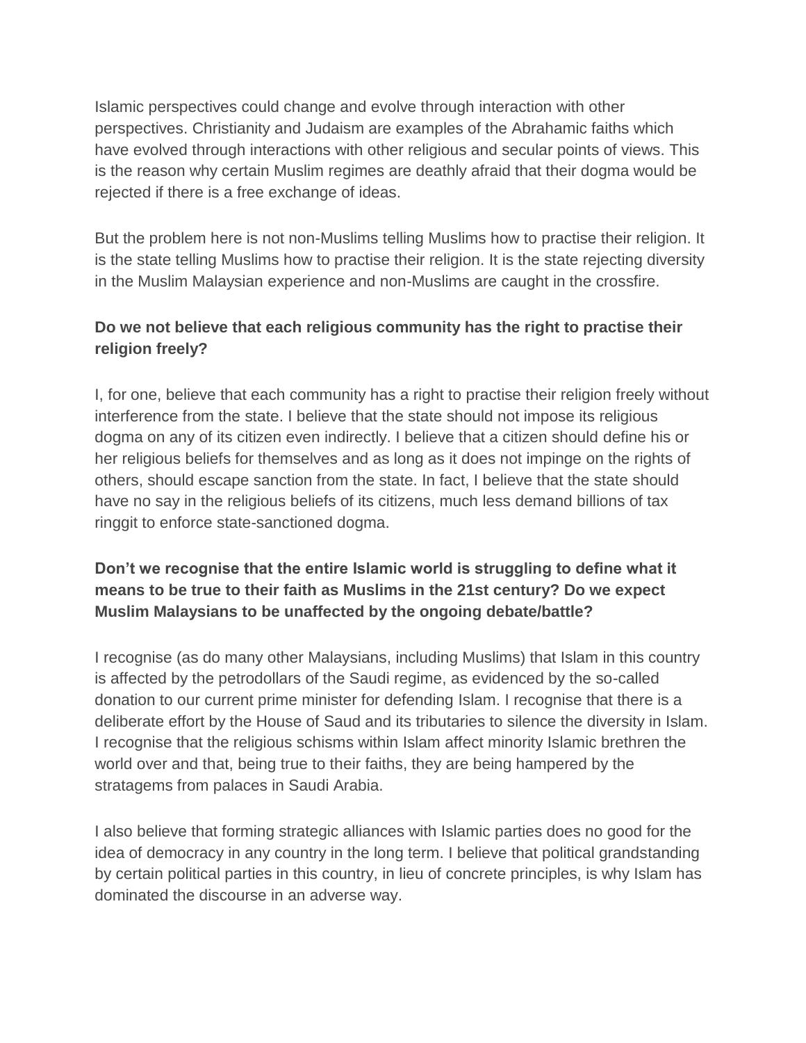Islamic perspectives could change and evolve through interaction with other perspectives. Christianity and Judaism are examples of the Abrahamic faiths which have evolved through interactions with other religious and secular points of views. This is the reason why certain Muslim regimes are deathly afraid that their dogma would be rejected if there is a free exchange of ideas.

But the problem here is not non-Muslims telling Muslims how to practise their religion. It is the state telling Muslims how to practise their religion. It is the state rejecting diversity in the Muslim Malaysian experience and non-Muslims are caught in the crossfire.

**Do we not believe that each religious community has the right to practise their religion freely?**

I, for one, believe that each community has a right to practise their religion freely without interference from the state. I believe that the state should not impose its religious dogma on any of its citizen even indirectly. I believe that a citizen should define his or her religious beliefs for themselves and as long as it does not impinge on the rights of others, should escape sanction from the state. In fact, I believe that the state should have no say in the religious beliefs of its citizens, much less demand billions of tax ringgit to enforce state-sanctioned dogma.

**Don't we recognise that the entire Islamic world is struggling to define what it means to be true to their faith as Muslims in the 21st century? Do we expect Muslim Malaysians to be unaffected by the ongoing debate/battle?**

I recognise (as do many other Malaysians, including Muslims) that Islam in this country is affected by the petrodollars of the Saudi regime, as evidenced by the so-called donation to our current prime minister for defending Islam. I recognise that there is a deliberate effort by the House of Saud and its tributaries to silence the diversity in Islam. I recognise that the religious schisms within Islam affect minority Islamic brethren the world over and that, being true to their faiths, they are being hampered by the stratagems from palaces in Saudi Arabia.

I also believe that forming strategic alliances with Islamic parties does no good for the idea of democracy in any country in the long term. I believe that political grandstanding by certain political parties in this country, in lieu of concrete principles, is why Islam has dominated the discourse in an adverse way.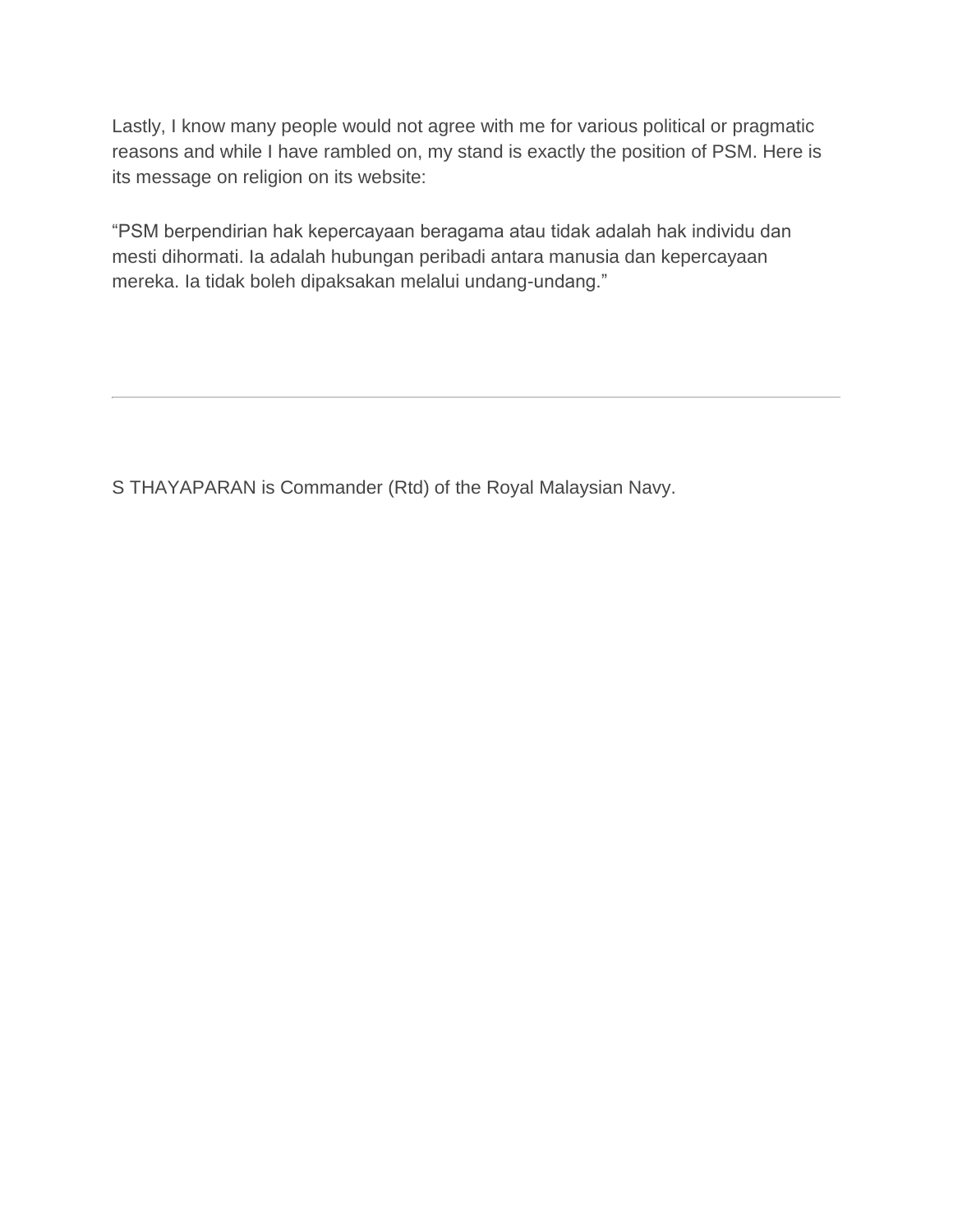Lastly, I know many people would not agree with me for various political or pragmatic reasons and while I have rambled on, my stand is exactly the position of PSM. Here is its message on religion on its website:

“PSM berpendirian hak kepercayaan beragama atau tidak adalah hak individu dan mesti dihormati. Ia adalah hubungan peribadi antara manusia dan kepercayaan mereka. Ia tidak boleh dipaksakan melalui undang-undang.”

---

S THAYAPARAN is Commander (Rtd) of the Royal Malaysian Navy.